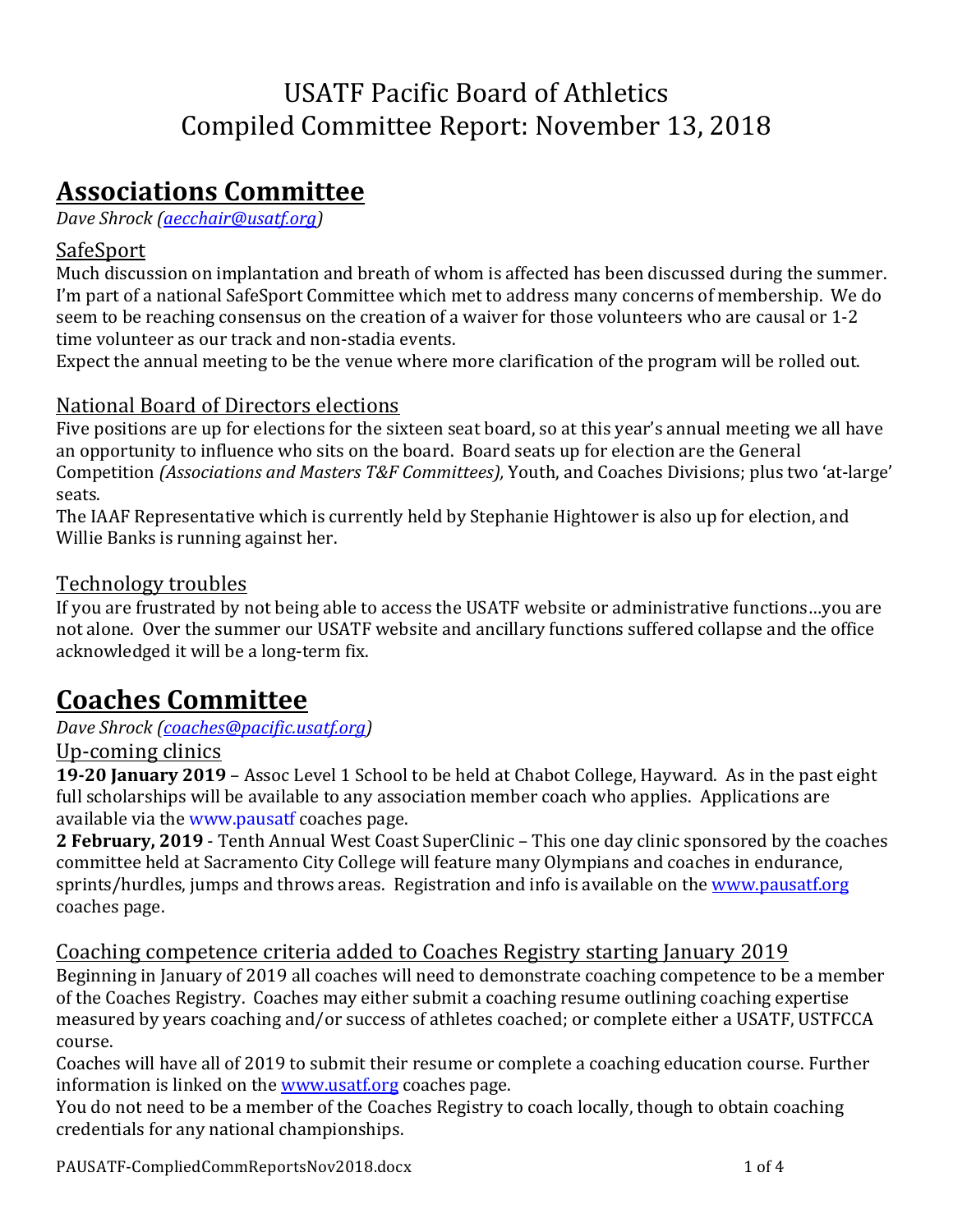# USATF Pacific Board of Athletics
# Compiled Committee Report: November 13, 2018

## Associations Committee

*Dave Shrock (aecchair@usatf.org)*

### SafeSport

Much discussion on implantation and breath of whom is affected has been discussed during the summer. I'm part of a national SafeSport Committee which met to address many concerns of membership. We do seem to be reaching consensus on the creation of a waiver for those volunteers who are causal or 1-2 time volunteer as our track and non-stadia events.

Expect the annual meeting to be the venue where more clarification of the program will be rolled out.

### National Board of Directors elections

Five positions are up for elections for the sixteen seat board, so at this year's annual meeting we all have an opportunity to influence who sits on the board. Board seats up for election are the General Competition *(Associations and Masters T&F Committees),* Youth, and Coaches Divisions; plus two 'at-large' seats.

The IAAF Representative which is currently held by Stephanie Hightower is also up for election, and Willie Banks is running against her.

### Technology troubles

If you are frustrated by not being able to access the USATF website or administrative functions…you are not alone. Over the summer our USATF website and ancillary functions suffered collapse and the office acknowledged it will be a long-term fix.

## Coaches Committee

*Dave Shrock (coaches@pacific.usatf.org)*

### Up-coming clinics

**19-20 January 2019** – Assoc Level 1 School to be held at Chabot College, Hayward. As in the past eight full scholarships will be available to any association member coach who applies. Applications are available via the www.pausatf coaches page.

**2 February, 2019** - Tenth Annual West Coast SuperClinic – This one day clinic sponsored by the coaches committee held at Sacramento City College will feature many Olympians and coaches in endurance, sprints/hurdles, jumps and throws areas. Registration and info is available on the www.pausatf.org coaches page.

### Coaching competence criteria added to Coaches Registry starting January 2019

Beginning in January of 2019 all coaches will need to demonstrate coaching competence to be a member of the Coaches Registry. Coaches may either submit a coaching resume outlining coaching expertise measured by years coaching and/or success of athletes coached; or complete either a USATF, USTFCCA course.

Coaches will have all of 2019 to submit their resume or complete a coaching education course. Further information is linked on the www.usatf.org coaches page.

You do not need to be a member of the Coaches Registry to coach locally, though to obtain coaching credentials for any national championships.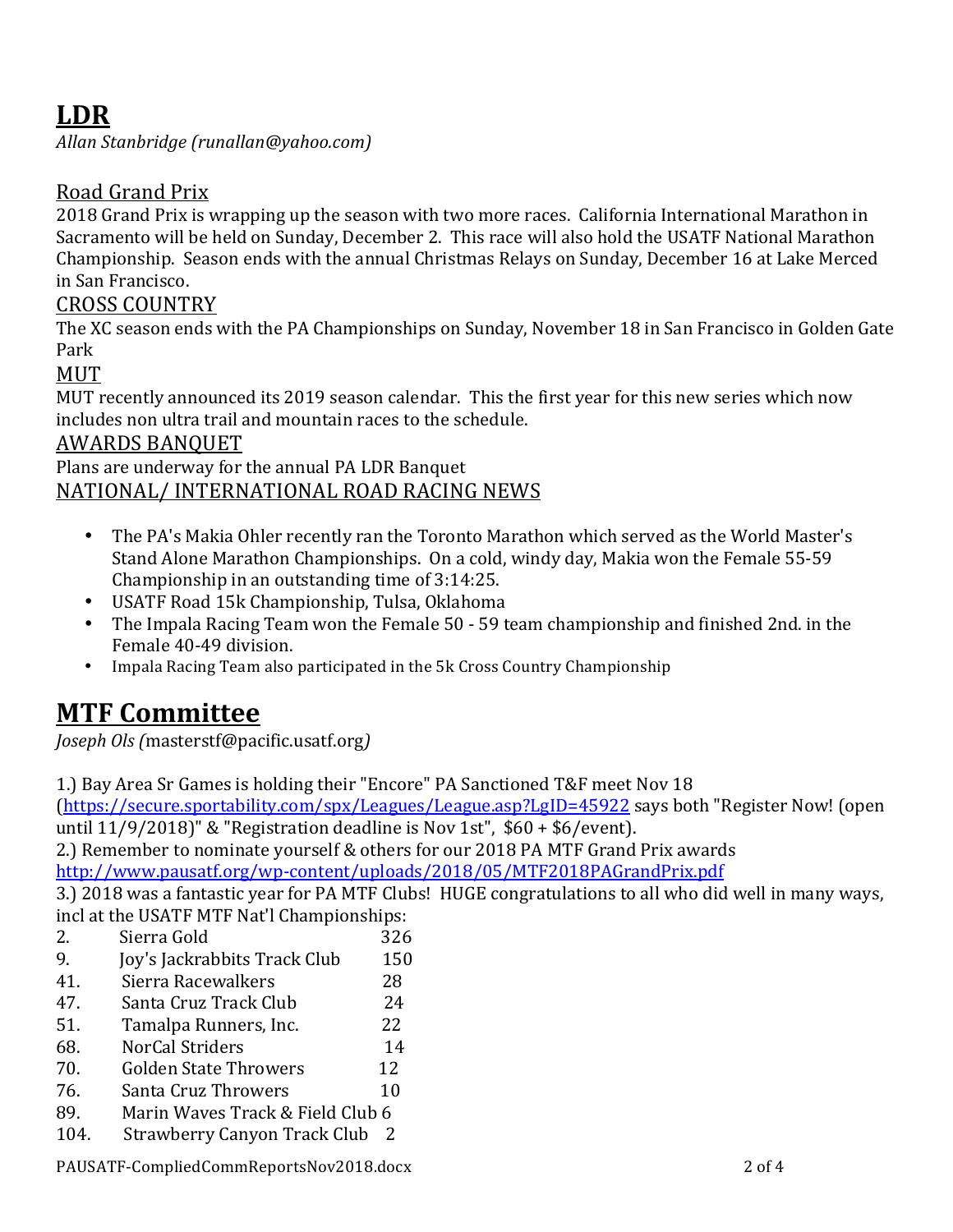# LDR

*Allan Stanbridge (runallan@yahoo.com)*

## Road Grand Prix

2018 Grand Prix is wrapping up the season with two more races. California International Marathon in Sacramento will be held on Sunday, December 2. This race will also hold the USATF National Marathon Championship. Season ends with the annual Christmas Relays on Sunday, December 16 at Lake Merced in San Francisco.

## CROSS COUNTRY

The XC season ends with the PA Championships on Sunday, November 18 in San Francisco in Golden Gate Park

## MUT

MUT recently announced its 2019 season calendar. This the first year for this new series which now includes non ultra trail and mountain races to the schedule.

## AWARDS BANQUET

Plans are underway for the annual PA LDR Banquet

## NATIONAL/ INTERNATIONAL ROAD RACING NEWS

- The PA's Makia Ohler recently ran the Toronto Marathon which served as the World Master's Stand Alone Marathon Championships. On a cold, windy day, Makia won the Female 55-59 Championship in an outstanding time of 3:14:25.
- USATF Road 15k Championship, Tulsa, Oklahoma
- The Impala Racing Team won the Female 50 - 59 team championship and finished 2nd. in the Female 40-49 division.
- Impala Racing Team also participated in the 5k Cross Country Championship

# MTF Committee

*Joseph Ols (masterstf@pacific.usatf.org)*

1.) Bay Area Sr Games is holding their "Encore" PA Sanctioned T&F meet Nov 18 (https://secure.sportability.com/spx/Leagues/League.asp?LgID=45922 says both "Register Now! (open until 11/9/2018)" & "Registration deadline is Nov 1st", $60 + $6/event).

2.) Remember to nominate yourself & others for our 2018 PA MTF Grand Prix awards http://www.pausatf.org/wp-content/uploads/2018/05/MTF2018PAGrandPrix.pdf

3.) 2018 was a fantastic year for PA MTF Clubs! HUGE congratulations to all who did well in many ways, incl at the USATF MTF Nat'l Championships:

| Place | Club | Points |
|---|---|---|
| 2. | Sierra Gold | 326 |
| 9. | Joy's Jackrabbits Track Club | 150 |
| 41. | Sierra Racewalkers | 28 |
| 47. | Santa Cruz Track Club | 24 |
| 51. | Tamalpa Runners, Inc. | 22 |
| 68. | NorCal Striders | 14 |
| 70. | Golden State Throwers | 12 |
| 76. | Santa Cruz Throwers | 10 |
| 89. | Marin Waves Track & Field Club | 6 |
| 104. | Strawberry Canyon Track Club | 2 |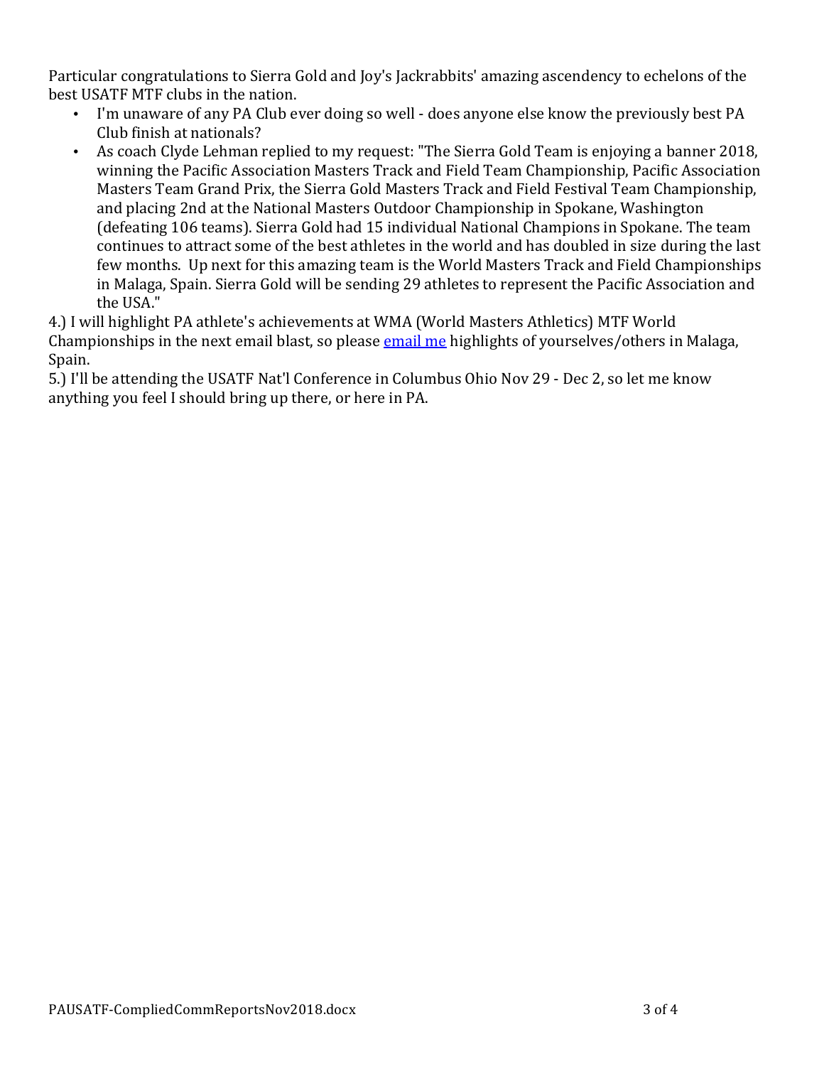Particular congratulations to Sierra Gold and Joy's Jackrabbits' amazing ascendency to echelons of the best USATF MTF clubs in the nation.

- I'm unaware of any PA Club ever doing so well - does anyone else know the previously best PA Club finish at nationals?
- As coach Clyde Lehman replied to my request: "The Sierra Gold Team is enjoying a banner 2018, winning the Pacific Association Masters Track and Field Team Championship, Pacific Association Masters Team Grand Prix, the Sierra Gold Masters Track and Field Festival Team Championship, and placing 2nd at the National Masters Outdoor Championship in Spokane, Washington (defeating 106 teams). Sierra Gold had 15 individual National Champions in Spokane. The team continues to attract some of the best athletes in the world and has doubled in size during the last few months. Up next for this amazing team is the World Masters Track and Field Championships in Malaga, Spain. Sierra Gold will be sending 29 athletes to represent the Pacific Association and the USA."

4.) I will highlight PA athlete's achievements at WMA (World Masters Athletics) MTF World Championships in the next email blast, so please email me highlights of yourselves/others in Malaga, Spain.

5.) I'll be attending the USATF Nat'l Conference in Columbus Ohio Nov 29 - Dec 2, so let me know anything you feel I should bring up there, or here in PA.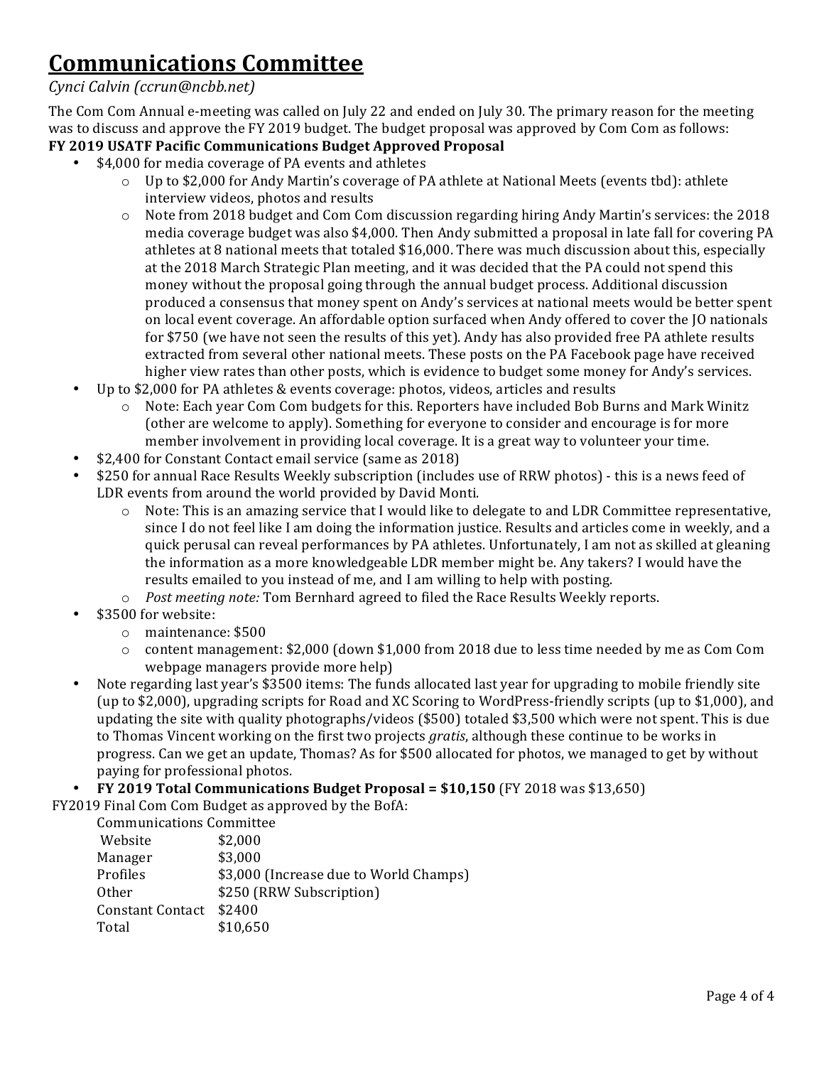# Communications Committee

*Cynci Calvin (ccrun@ncbb.net)*

The Com Com Annual e-meeting was called on July 22 and ended on July 30. The primary reason for the meeting was to discuss and approve the FY 2019 budget. The budget proposal was approved by Com Com as follows:

**FY 2019 USATF Pacific Communications Budget Approved Proposal**

- $4,000 for media coverage of PA events and athletes
  - Up to $2,000 for Andy Martin's coverage of PA athlete at National Meets (events tbd): athlete interview videos, photos and results
  - Note from 2018 budget and Com Com discussion regarding hiring Andy Martin's services: the 2018 media coverage budget was also $4,000. Then Andy submitted a proposal in late fall for covering PA athletes at 8 national meets that totaled $16,000. There was much discussion about this, especially at the 2018 March Strategic Plan meeting, and it was decided that the PA could not spend this money without the proposal going through the annual budget process. Additional discussion produced a consensus that money spent on Andy's services at national meets would be better spent on local event coverage. An affordable option surfaced when Andy offered to cover the JO nationals for $750 (we have not seen the results of this yet). Andy has also provided free PA athlete results extracted from several other national meets. These posts on the PA Facebook page have received higher view rates than other posts, which is evidence to budget some money for Andy's services.
- Up to $2,000 for PA athletes & events coverage: photos, videos, articles and results
  - Note: Each year Com Com budgets for this. Reporters have included Bob Burns and Mark Winitz (other are welcome to apply). Something for everyone to consider and encourage is for more member involvement in providing local coverage. It is a great way to volunteer your time.
- $2,400 for Constant Contact email service (same as 2018)
- $250 for annual Race Results Weekly subscription (includes use of RRW photos) - this is a news feed of LDR events from around the world provided by David Monti.
  - Note: This is an amazing service that I would like to delegate to and LDR Committee representative, since I do not feel like I am doing the information justice. Results and articles come in weekly, and a quick perusal can reveal performances by PA athletes. Unfortunately, I am not as skilled at gleaning the information as a more knowledgeable LDR member might be. Any takers? I would have the results emailed to you instead of me, and I am willing to help with posting.
  - *Post meeting note:* Tom Bernhard agreed to filed the Race Results Weekly reports.
- $3500 for website:
  - maintenance: $500
  - content management: $2,000 (down $1,000 from 2018 due to less time needed by me as Com Com webpage managers provide more help)
- Note regarding last year's $3500 items: The funds allocated last year for upgrading to mobile friendly site (up to $2,000), upgrading scripts for Road and XC Scoring to WordPress-friendly scripts (up to $1,000), and updating the site with quality photographs/videos ($500) totaled $3,500 which were not spent. This is due to Thomas Vincent working on the first two projects *gratis*, although these continue to be works in progress. Can we get an update, Thomas? As for $500 allocated for photos, we managed to get by without paying for professional photos.
- **FY 2019 Total Communications Budget Proposal = $10,150** (FY 2018 was $13,650)

FY2019 Final Com Com Budget as approved by the BofA:

Communications Committee

| | |
|---|---|
| Website | $2,000 |
| Manager | $3,000 |
| Profiles | $3,000 (Increase due to World Champs) |
| Other | $250 (RRW Subscription) |
| Constant Contact | $2400 |
| Total | $10,650 |